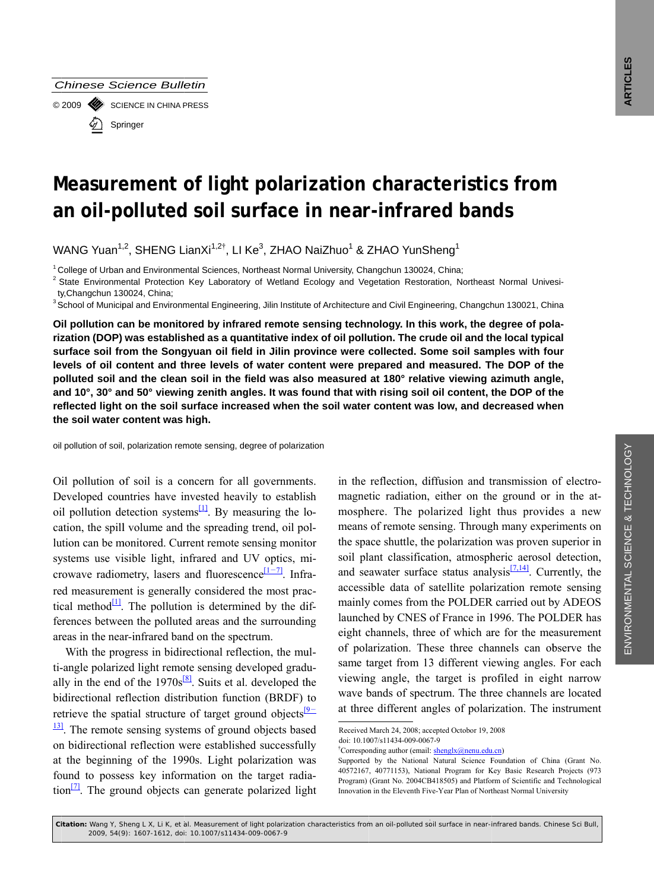Chinese Science Bulletin

© 2009 SCIENCE IN CHINA PRESS

Springer

# Measurement of light polarization characteristics from an oil-polluted soil surface in near-infrared bands

WANG Yuan[1,2], SHENG LianXi[1,2†], LI Ke[3], ZHAO NaiZhuo[1] & ZHAO YunSheng[1]

[1] College of Urban and Environmental Sciences, Northeast Normal University, Changchun 130024, China;

[2] State Environmental Protection Key Laboratory of Wetland Ecology and Vegetation Restoration, Northeast Normal Univesity,Changchun 130024, China;

[3] School of Municipal and Environmental Engineering, Jilin Institute of Architecture and Civil Engineering, Changchun 130021, China

**Oil pollution can be monitored by infrared remote sensing technology. In this work, the degree of polarization (DOP) was established as a quantitative index of oil pollution. The crude oil and the local typical surface soil from the Songyuan oil field in Jilin province were collected. Some soil samples with four levels of oil content and three levels of water content were prepared and measured. The DOP of the polluted soil and the clean soil in the field was also measured at 180° relative viewing azimuth angle, and 10°, 30° and 50° viewing zenith angles. It was found that with rising soil oil content, the DOP of the reflected light on the soil surface increased when the soil water content was low, and decreased when the soil water content was high.**

oil pollution of soil, polarization remote sensing, degree of polarization

Oil pollution of soil is a concern for all governments. Developed countries have invested heavily to establish oil pollution detection systems[1]. By measuring the location, the spill volume and the spreading trend, oil pollution can be monitored. Current remote sensing monitor systems use visible light, infrared and UV optics, microwave radiometry, lasers and fluorescence[1−7]. Infrared measurement is generally considered the most practical method[1]. The pollution is determined by the differences between the polluted areas and the surrounding areas in the near-infrared band on the spectrum.

With the progress in bidirectional reflection, the multi-angle polarized light remote sensing developed gradually in the end of the 1970s[8]. Suits et al. developed the bidirectional reflection distribution function (BRDF) to retrieve the spatial structure of target ground objects[9−13]. The remote sensing systems of ground objects based on bidirectional reflection were established successfully at the beginning of the 1990s. Light polarization was found to possess key information on the target radiation[7]. The ground objects can generate polarized light in the reflection, diffusion and transmission of electromagnetic radiation, either on the ground or in the atmosphere. The polarized light thus provides a new means of remote sensing. Through many experiments on the space shuttle, the polarization was proven superior in soil plant classification, atmospheric aerosol detection, and seawater surface status analysis[7,14]. Currently, the accessible data of satellite polarization remote sensing mainly comes from the POLDER carried out by ADEOS launched by CNES of France in 1996. The POLDER has eight channels, three of which are for the measurement of polarization. These three channels can observe the same target from 13 different viewing angles. For each viewing angle, the target is profiled in eight narrow wave bands of spectrum. The three channels are located at three different angles of polarization. The instrument

Received March 24, 2008; accepted Octobor 19, 2008
doi: 10.1007/s11434-009-0067-9
†Corresponding author (email: shenglx@nenu.edu.cn)
Supported by the National Natural Science Foundation of China (Grant No. 40572167, 40771153), National Program for Key Basic Research Projects (973 Program) (Grant No. 2004CB418505) and Platform of Scientific and Technological Innovation in the Eleventh Five-Year Plan of Northeast Normal University

**Citation:** Wang Y, Sheng L X, Li K, et al. Measurement of light polarization characteristics from an oil-polluted soil surface in near-infrared bands. Chinese Sci Bull, 2009, 54(9): 1607-1612, doi: 10.1007/s11434-009-0067-9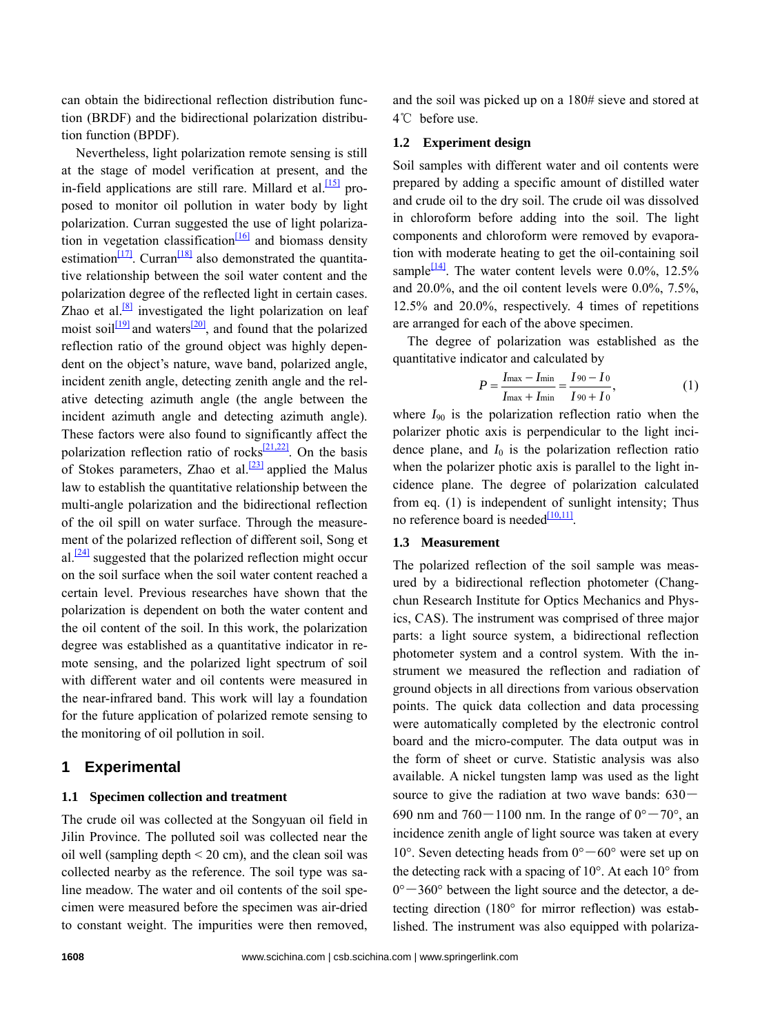can obtain the bidirectional reflection distribution function (BRDF) and the bidirectional polarization distribution function (BPDF).

Nevertheless, light polarization remote sensing is still at the stage of model verification at present, and the in-field applications are still rare. Millard et al.[15] proposed to monitor oil pollution in water body by light polarization. Curran suggested the use of light polarization in vegetation classification[16] and biomass density estimation[17]. Curran[18] also demonstrated the quantitative relationship between the soil water content and the polarization degree of the reflected light in certain cases. Zhao et al.[8] investigated the light polarization on leaf moist soil[19] and waters[20], and found that the polarized reflection ratio of the ground object was highly dependent on the object's nature, wave band, polarized angle, incident zenith angle, detecting zenith angle and the relative detecting azimuth angle (the angle between the incident azimuth angle and detecting azimuth angle). These factors were also found to significantly affect the polarization reflection ratio of rocks[21,22]. On the basis of Stokes parameters, Zhao et al.[23] applied the Malus law to establish the quantitative relationship between the multi-angle polarization and the bidirectional reflection of the oil spill on water surface. Through the measurement of the polarized reflection of different soil, Song et al.[24] suggested that the polarized reflection might occur on the soil surface when the soil water content reached a certain level. Previous researches have shown that the polarization is dependent on both the water content and the oil content of the soil. In this work, the polarization degree was established as a quantitative indicator in remote sensing, and the polarized light spectrum of soil with different water and oil contents were measured in the near-infrared band. This work will lay a foundation for the future application of polarized remote sensing to the monitoring of oil pollution in soil.

## 1 Experimental

### 1.1 Specimen collection and treatment

The crude oil was collected at the Songyuan oil field in Jilin Province. The polluted soil was collected near the oil well (sampling depth < 20 cm), and the clean soil was collected nearby as the reference. The soil type was saline meadow. The water and oil contents of the soil specimen were measured before the specimen was air-dried to constant weight. The impurities were then removed, and the soil was picked up on a 180# sieve and stored at 4℃ before use.

### 1.2 Experiment design

Soil samples with different water and oil contents were prepared by adding a specific amount of distilled water and crude oil to the dry soil. The crude oil was dissolved in chloroform before adding into the soil. The light components and chloroform were removed by evaporation with moderate heating to get the oil-containing soil sample[14]. The water content levels were 0.0%, 12.5% and 20.0%, and the oil content levels were 0.0%, 7.5%, 12.5% and 20.0%, respectively. 4 times of repetitions are arranged for each of the above specimen.

The degree of polarization was established as the quantitative indicator and calculated by

$$P = \frac{I_{\max} - I_{\min}}{I_{\max} + I_{\min}} = \frac{I_{90} - I_0}{I_{90} + I_0}, \tag{1}$$

where $I_{90}$ is the polarization reflection ratio when the polarizer photic axis is perpendicular to the light incidence plane, and $I_0$ is the polarization reflection ratio when the polarizer photic axis is parallel to the light incidence plane. The degree of polarization calculated from eq. (1) is independent of sunlight intensity; Thus no reference board is needed[10,11].

### 1.3 Measurement

The polarized reflection of the soil sample was measured by a bidirectional reflection photometer (Changchun Research Institute for Optics Mechanics and Physics, CAS). The instrument was comprised of three major parts: a light source system, a bidirectional reflection photometer system and a control system. With the instrument we measured the reflection and radiation of ground objects in all directions from various observation points. The quick data collection and data processing were automatically completed by the electronic control board and the micro-computer. The data output was in the form of sheet or curve. Statistic analysis was also available. A nickel tungsten lamp was used as the light source to give the radiation at two wave bands: 630－690 nm and 760－1100 nm. In the range of 0°－70°, an incidence zenith angle of light source was taken at every 10°. Seven detecting heads from 0°－60° were set up on the detecting rack with a spacing of 10°. At each 10° from 0°－360° between the light source and the detector, a detecting direction (180° for mirror reflection) was established. The instrument was also equipped with polariza-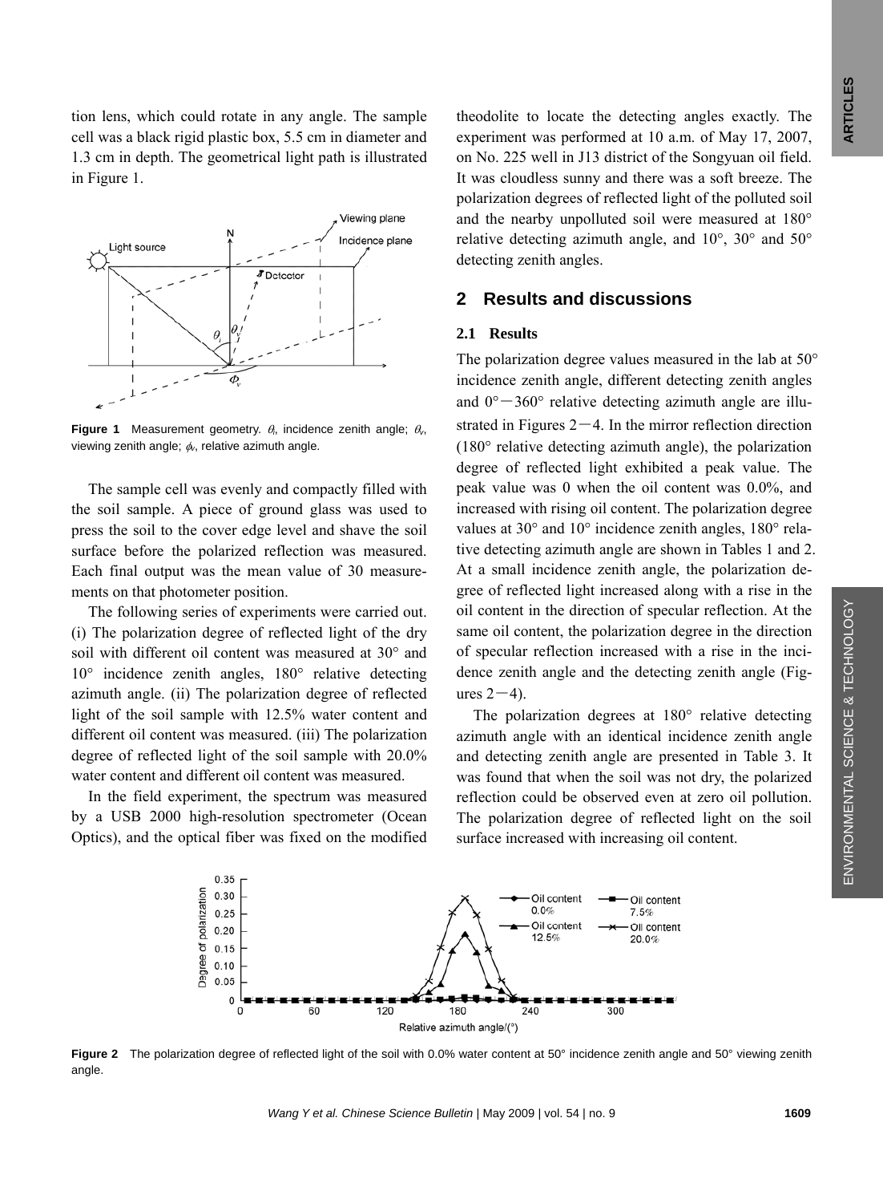tion lens, which could rotate in any angle. The sample cell was a black rigid plastic box, 5.5 cm in diameter and 1.3 cm in depth. The geometrical light path is illustrated in Figure 1.

**Figure 1** Measurement geometry. $\theta_i$, incidence zenith angle; $\theta_v$, viewing zenith angle; $\phi_v$, relative azimuth angle.

The sample cell was evenly and compactly filled with the soil sample. A piece of ground glass was used to press the soil to the cover edge level and shave the soil surface before the polarized reflection was measured. Each final output was the mean value of 30 measurements on that photometer position.

The following series of experiments were carried out. (i) The polarization degree of reflected light of the dry soil with different oil content was measured at 30° and 10° incidence zenith angles, 180° relative detecting azimuth angle. (ii) The polarization degree of reflected light of the soil sample with 12.5% water content and different oil content was measured. (iii) The polarization degree of reflected light of the soil sample with 20.0% water content and different oil content was measured.

In the field experiment, the spectrum was measured by a USB 2000 high-resolution spectrometer (Ocean Optics), and the optical fiber was fixed on the modified theodolite to locate the detecting angles exactly. The experiment was performed at 10 a.m. of May 17, 2007, on No. 225 well in J13 district of the Songyuan oil field. It was cloudless sunny and there was a soft breeze. The polarization degrees of reflected light of the polluted soil and the nearby unpolluted soil were measured at 180° relative detecting azimuth angle, and 10°, 30° and 50° detecting zenith angles.

## 2 Results and discussions

### 2.1 Results

The polarization degree values measured in the lab at 50° incidence zenith angle, different detecting zenith angles and 0°－360° relative detecting azimuth angle are illustrated in Figures 2－4. In the mirror reflection direction (180° relative detecting azimuth angle), the polarization degree of reflected light exhibited a peak value. The peak value was 0 when the oil content was 0.0%, and increased with rising oil content. The polarization degree values at 30° and 10° incidence zenith angles, 180° relative detecting azimuth angle are shown in Tables 1 and 2. At a small incidence zenith angle, the polarization degree of reflected light increased along with a rise in the oil content in the direction of specular reflection. At the same oil content, the polarization degree in the direction of specular reflection increased with a rise in the incidence zenith angle and the detecting zenith angle (Figures 2－4).

The polarization degrees at 180° relative detecting azimuth angle with an identical incidence zenith angle and detecting zenith angle are presented in Table 3. It was found that when the soil was not dry, the polarized reflection could be observed even at zero oil pollution. The polarization degree of reflected light on the soil surface increased with increasing oil content.

**Figure 2** The polarization degree of reflected light of the soil with 0.0% water content at 50° incidence zenith angle and 50° viewing zenith angle.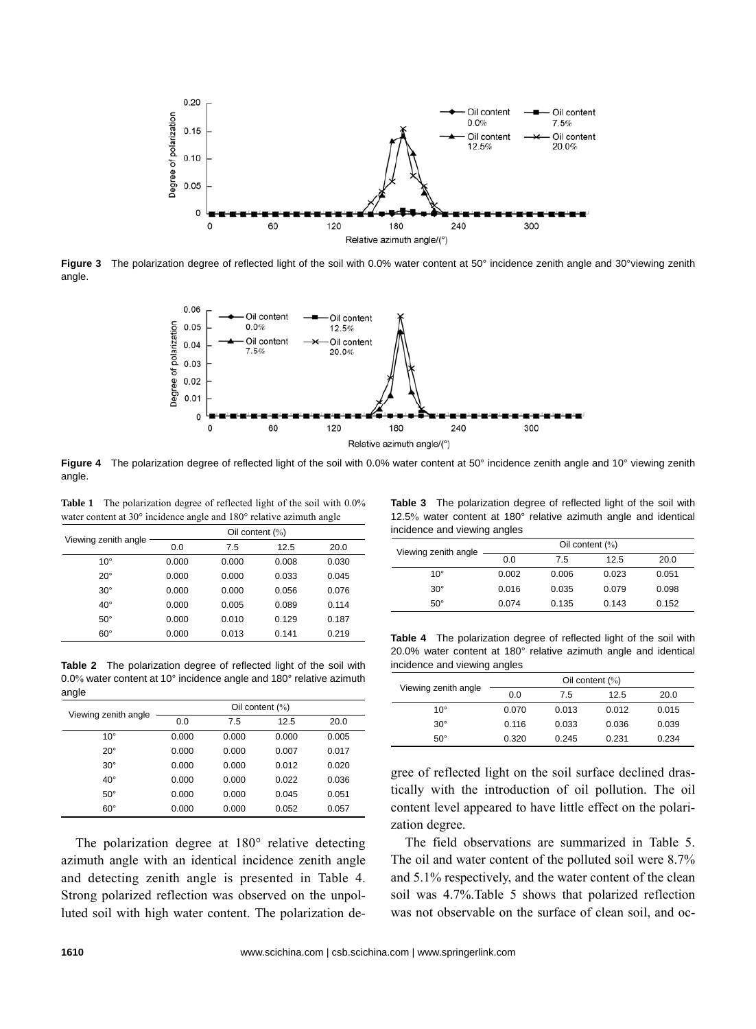**Figure 3** The polarization degree of reflected light of the soil with 0.0% water content at 50° incidence zenith angle and 30°viewing zenith angle.

**Figure 4** The polarization degree of reflected light of the soil with 0.0% water content at 50° incidence zenith angle and 10° viewing zenith angle.

**Table 1** The polarization degree of reflected light of the soil with 0.0% water content at 30° incidence angle and 180° relative azimuth angle

| Viewing zenith angle | Oil content (%) | | | |
|---|---|---|---|---|
| | 0.0 | 7.5 | 12.5 | 20.0 |
| 10° | 0.000 | 0.000 | 0.008 | 0.030 |
| 20° | 0.000 | 0.000 | 0.033 | 0.045 |
| 30° | 0.000 | 0.000 | 0.056 | 0.076 |
| 40° | 0.000 | 0.005 | 0.089 | 0.114 |
| 50° | 0.000 | 0.010 | 0.129 | 0.187 |
| 60° | 0.000 | 0.013 | 0.141 | 0.219 |

**Table 2** The polarization degree of reflected light of the soil with 0.0% water content at 10° incidence angle and 180° relative azimuth angle

| Viewing zenith angle | Oil content (%) | | | |
|---|---|---|---|---|
| | 0.0 | 7.5 | 12.5 | 20.0 |
| 10° | 0.000 | 0.000 | 0.000 | 0.005 |
| 20° | 0.000 | 0.000 | 0.007 | 0.017 |
| 30° | 0.000 | 0.000 | 0.012 | 0.020 |
| 40° | 0.000 | 0.000 | 0.022 | 0.036 |
| 50° | 0.000 | 0.000 | 0.045 | 0.051 |
| 60° | 0.000 | 0.000 | 0.052 | 0.057 |

The polarization degree at 180° relative detecting azimuth angle with an identical incidence zenith angle and detecting zenith angle is presented in Table 4. Strong polarized reflection was observed on the unpolluted soil with high water content. The polarization degree of reflected light on the soil surface declined drastically with the introduction of oil pollution. The oil content level appeared to have little effect on the polarization degree.

**Table 3** The polarization degree of reflected light of the soil with 12.5% water content at 180° relative azimuth angle and identical incidence and viewing angles

| Viewing zenith angle | Oil content (%) | | | |
|---|---|---|---|---|
| | 0.0 | 7.5 | 12.5 | 20.0 |
| 10° | 0.002 | 0.006 | 0.023 | 0.051 |
| 30° | 0.016 | 0.035 | 0.079 | 0.098 |
| 50° | 0.074 | 0.135 | 0.143 | 0.152 |

**Table 4** The polarization degree of reflected light of the soil with 20.0% water content at 180° relative azimuth angle and identical incidence and viewing angles

| Viewing zenith angle | Oil content (%) | | | |
|---|---|---|---|---|
| | 0.0 | 7.5 | 12.5 | 20.0 |
| 10° | 0.070 | 0.013 | 0.012 | 0.015 |
| 30° | 0.116 | 0.033 | 0.036 | 0.039 |
| 50° | 0.320 | 0.245 | 0.231 | 0.234 |

The field observations are summarized in Table 5. The oil and water content of the polluted soil were 8.7% and 5.1% respectively, and the water content of the clean soil was 4.7%.Table 5 shows that polarized reflection was not observable on the surface of clean soil, and oc-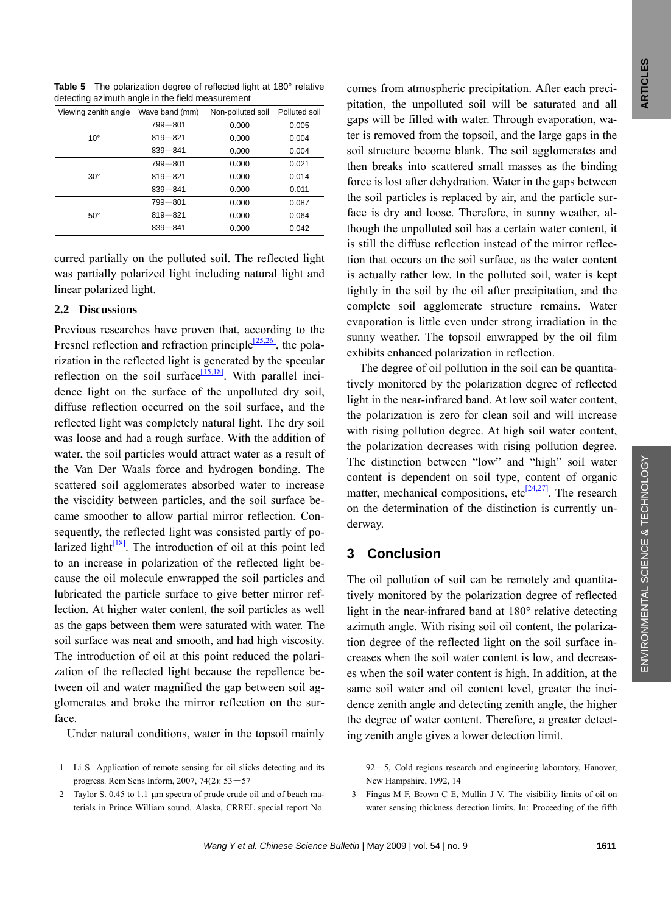**Table 5** The polarization degree of reflected light at 180° relative detecting azimuth angle in the field measurement

| Viewing zenith angle | Wave band (mm) | Non-polluted soil | Polluted soil |
|---|---|---|---|
| 10° | 799—801 | 0.000 | 0.005 |
| | 819—821 | 0.000 | 0.004 |
| | 839—841 | 0.000 | 0.004 |
| 30° | 799—801 | 0.000 | 0.021 |
| | 819—821 | 0.000 | 0.014 |
| | 839—841 | 0.000 | 0.011 |
| 50° | 799—801 | 0.000 | 0.087 |
| | 819—821 | 0.000 | 0.064 |
| | 839—841 | 0.000 | 0.042 |

curred partially on the polluted soil. The reflected light was partially polarized light including natural light and linear polarized light.

### 2.2 Discussions

Previous researches have proven that, according to the Fresnel reflection and refraction principle[25,26], the polarization in the reflected light is generated by the specular reflection on the soil surface[15,18]. With parallel incidence light on the surface of the unpolluted dry soil, diffuse reflection occurred on the soil surface, and the reflected light was completely natural light. The dry soil was loose and had a rough surface. With the addition of water, the soil particles would attract water as a result of the Van Der Waals force and hydrogen bonding. The scattered soil agglomerates absorbed water to increase the viscidity between particles, and the soil surface became smoother to allow partial mirror reflection. Consequently, the reflected light was consisted partly of polarized light[18]. The introduction of oil at this point led to an increase in polarization of the reflected light because the oil molecule enwrapped the soil particles and lubricated the particle surface to give better mirror reflection. At higher water content, the soil particles as well as the gaps between them were saturated with water. The soil surface was neat and smooth, and had high viscosity. The introduction of oil at this point reduced the polarization of the reflected light because the repellence between oil and water magnified the gap between soil agglomerates and broke the mirror reflection on the surface.

Under natural conditions, water in the topsoil mainly comes from atmospheric precipitation. After each precipitation, the unpolluted soil will be saturated and all gaps will be filled with water. Through evaporation, water is removed from the topsoil, and the large gaps in the soil structure become blank. The soil agglomerates and then breaks into scattered small masses as the binding force is lost after dehydration. Water in the gaps between the soil particles is replaced by air, and the particle surface is dry and loose. Therefore, in sunny weather, although the unpolluted soil has a certain water content, it is still the diffuse reflection instead of the mirror reflection that occurs on the soil surface, as the water content is actually rather low. In the polluted soil, water is kept tightly in the soil by the oil after precipitation, and the complete soil agglomerate structure remains. Water evaporation is little even under strong irradiation in the sunny weather. The topsoil enwrapped by the oil film exhibits enhanced polarization in reflection.

The degree of oil pollution in the soil can be quantitatively monitored by the polarization degree of reflected light in the near-infrared band. At low soil water content, the polarization is zero for clean soil and will increase with rising pollution degree. At high soil water content, the polarization decreases with rising pollution degree. The distinction between "low" and "high" soil water content is dependent on soil type, content of organic matter, mechanical compositions, etc[24,27]. The research on the determination of the distinction is currently underway.

## 3 Conclusion

The oil pollution of soil can be remotely and quantitatively monitored by the polarization degree of reflected light in the near-infrared band at 180° relative detecting azimuth angle. With rising soil oil content, the polarization degree of the reflected light on the soil surface increases when the soil water content is low, and decreases when the soil water content is high. In addition, at the same soil water and oil content level, greater the incidence zenith angle and detecting zenith angle, the higher the degree of water content. Therefore, a greater detecting zenith angle gives a lower detection limit.

1 Li S. Application of remote sensing for oil slicks detecting and its progress. Rem Sens Inform, 2007, 74(2): 53—57

2 Taylor S. 0.45 to 1.1 μm spectra of prude crude oil and of beach materials in Prince William sound. Alaska, CRREL special report No. 92—5, Cold regions research and engineering laboratory, Hanover, New Hampshire, 1992, 14

3 Fingas M F, Brown C E, Mullin J V. The visibility limits of oil on water sensing thickness detection limits. In: Proceeding of the fifth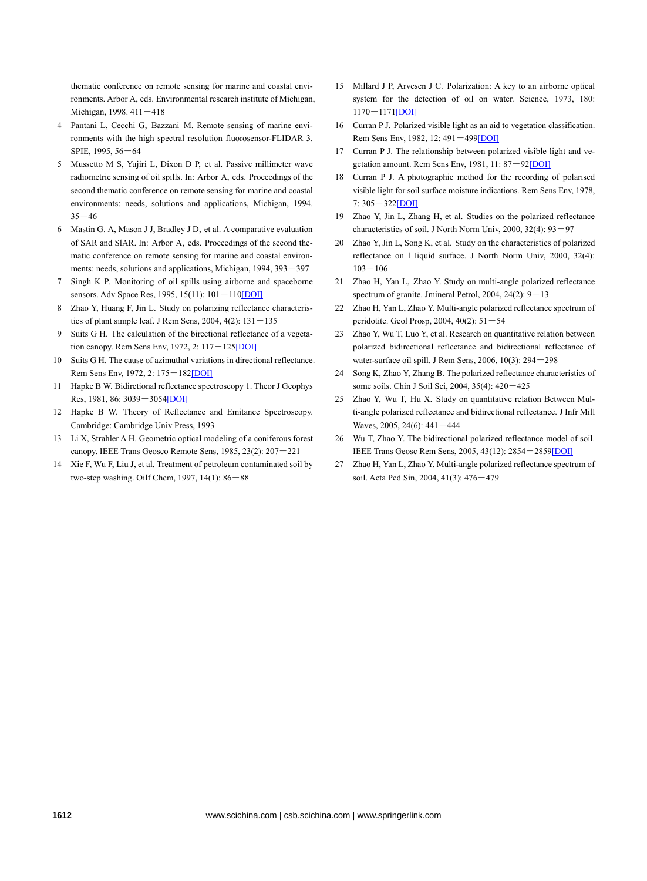thematic conference on remote sensing for marine and coastal environments. Arbor A, eds. Environmental research institute of Michigan, Michigan, 1998. 411－418

4 Pantani L, Cecchi G, Bazzani M. Remote sensing of marine environments with the high spectral resolution fluorosensor-FLIDAR 3. SPIE, 1995, 56－64

5 Mussetto M S, Yujiri L, Dixon D P, et al. Passive millimeter wave radiometric sensing of oil spills. In: Arbor A, eds. Proceedings of the second thematic conference on remote sensing for marine and coastal environments: needs, solutions and applications, Michigan, 1994. 35－46

6 Mastin G. A, Mason J J, Bradley J D, et al. A comparative evaluation of SAR and SlAR. In: Arbor A, eds. Proceedings of the second thematic conference on remote sensing for marine and coastal environments: needs, solutions and applications, Michigan, 1994, 393－397

7 Singh K P. Monitoring of oil spills using airborne and spaceborne sensors. Adv Space Res, 1995, 15(11): 101－110[DOI]

8 Zhao Y, Huang F, Jin L. Study on polarizing reflectance characteristics of plant simple leaf. J Rem Sens, 2004, 4(2): 131－135

9 Suits G H. The calculation of the birectional reflectance of a vegetation canopy. Rem Sens Env, 1972, 2: 117－125[DOI]

10 Suits G H. The cause of azimuthal variations in directional reflectance. Rem Sens Env, 1972, 2: 175－182[DOI]

11 Hapke B W. Bidirctional reflectance spectroscopy 1. Theor J Geophys Res, 1981, 86: 3039－3054[DOI]

12 Hapke B W. Theory of Reflectance and Emitance Spectroscopy. Cambridge: Cambridge Univ Press, 1993

13 Li X, Strahler A H. Geometric optical modeling of a coniferous forest canopy. IEEE Trans Geosco Remote Sens, 1985, 23(2): 207－221

14 Xie F, Wu F, Liu J, et al. Treatment of petroleum contaminated soil by two-step washing. Oilf Chem, 1997, 14(1): 86－88

15 Millard J P, Arvesen J C. Polarization: A key to an airborne optical system for the detection of oil on water. Science, 1973, 180: 1170－1171[DOI]

16 Curran P J. Polarized visible light as an aid to vegetation classification. Rem Sens Env, 1982, 12: 491－499[DOI]

17 Curran P J. The relationship between polarized visible light and vegetation amount. Rem Sens Env, 1981, 11: 87－92[DOI]

18 Curran P J. A photographic method for the recording of polarised visible light for soil surface moisture indications. Rem Sens Env, 1978, 7: 305－322[DOI]

19 Zhao Y, Jin L, Zhang H, et al. Studies on the polarized reflectance characteristics of soil. J North Norm Univ, 2000, 32(4): 93－97

20 Zhao Y, Jin L, Song K, et al. Study on the characteristics of polarized reflectance on l liquid surface. J North Norm Univ, 2000, 32(4): 103－106

21 Zhao H, Yan L, Zhao Y. Study on multi-angle polarized reflectance spectrum of granite. Jmineral Petrol, 2004, 24(2): 9－13

22 Zhao H, Yan L, Zhao Y. Multi-angle polarized reflectance spectrum of peridotite. Geol Prosp, 2004, 40(2): 51－54

23 Zhao Y, Wu T, Luo Y, et al. Research on quantitative relation between polarized bidirectional reflectance and bidirectional reflectance of water-surface oil spill. J Rem Sens, 2006, 10(3): 294－298

24 Song K, Zhao Y, Zhang B. The polarized reflectance characteristics of some soils. Chin J Soil Sci, 2004, 35(4): 420－425

25 Zhao Y, Wu T, Hu X. Study on quantitative relation Between Multi-angle polarized reflectance and bidirectional reflectance. J Infr Mill Waves, 2005, 24(6): 441－444

26 Wu T, Zhao Y. The bidirectional polarized reflectance model of soil. IEEE Trans Geosc Rem Sens, 2005, 43(12): 2854－2859[DOI]

27 Zhao H, Yan L, Zhao Y. Multi-angle polarized reflectance spectrum of soil. Acta Ped Sin, 2004, 41(3): 476－479